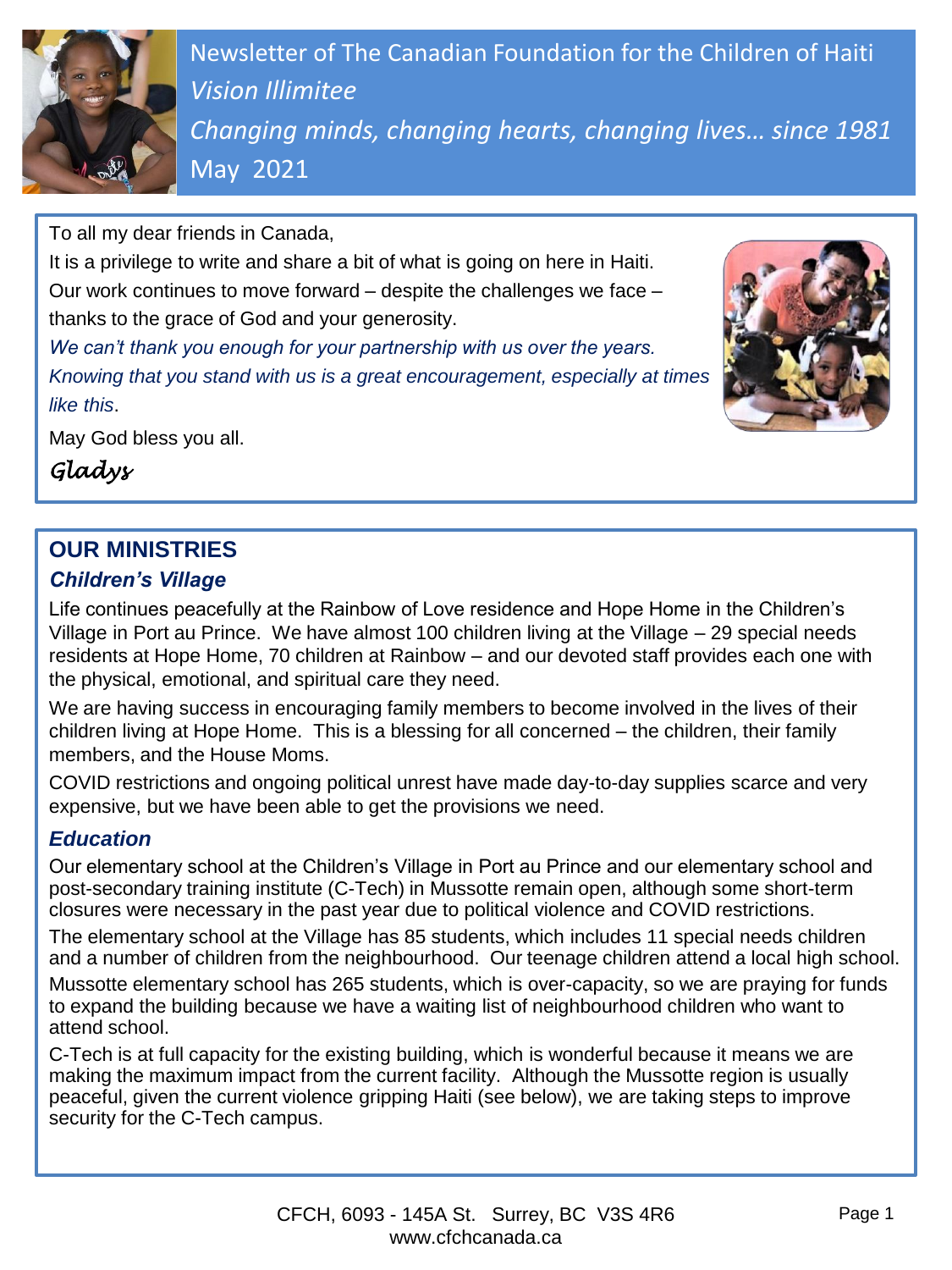Newsletter of The Canadian Foundation for the Children of Haiti

*Vision Illimitee*

*Changing minds, changing hearts, changing lives… since 1981*

May 2021

To all my dear friends in Canada,

It is a privilege to write and share a bit of what is going on here in Haiti. Our work continues to move forward – despite the challenges we face – thanks to the grace of God and your generosity.

*We can't thank you enough for your partnership with us over the years. Knowing that you stand with us is a great encouragement, especially at times like this*.

May God bless you all.

*Gladys*

## OUR MINISTRIES

### *Children's Village*

Life continues peacefully at the Rainbow of Love residence and Hope Home in the Children's Village in Port au Prince. We have almost 100 children living at the Village – 29 special needs residents at Hope Home, 70 children at Rainbow – and our devoted staff provides each one with the physical, emotional, and spiritual care they need.

We are having success in encouraging family members to become involved in the lives of their children living at Hope Home. This is a blessing for all concerned – the children, their family members, and the House Moms.

COVID restrictions and ongoing political unrest have made day-to-day supplies scarce and very expensive, but we have been able to get the provisions we need.

### *Education*

Our elementary school at the Children's Village in Port au Prince and our elementary school and post-secondary training institute (C-Tech) in Mussotte remain open, although some short-term closures were necessary in the past year due to political violence and COVID restrictions.

The elementary school at the Village has 85 students, which includes 11 special needs children and a number of children from the neighbourhood. Our teenage children attend a local high school.

Mussotte elementary school has 265 students, which is over-capacity, so we are praying for funds to expand the building because we have a waiting list of neighbourhood children who want to attend school.

C-Tech is at full capacity for the existing building, which is wonderful because it means we are making the maximum impact from the current facility. Although the Mussotte region is usually peaceful, given the current violence gripping Haiti (see below), we are taking steps to improve security for the C-Tech campus.

CFCH, 6093 - 145A St. Surrey, BC V3S 4R6
www.cfchcanada.ca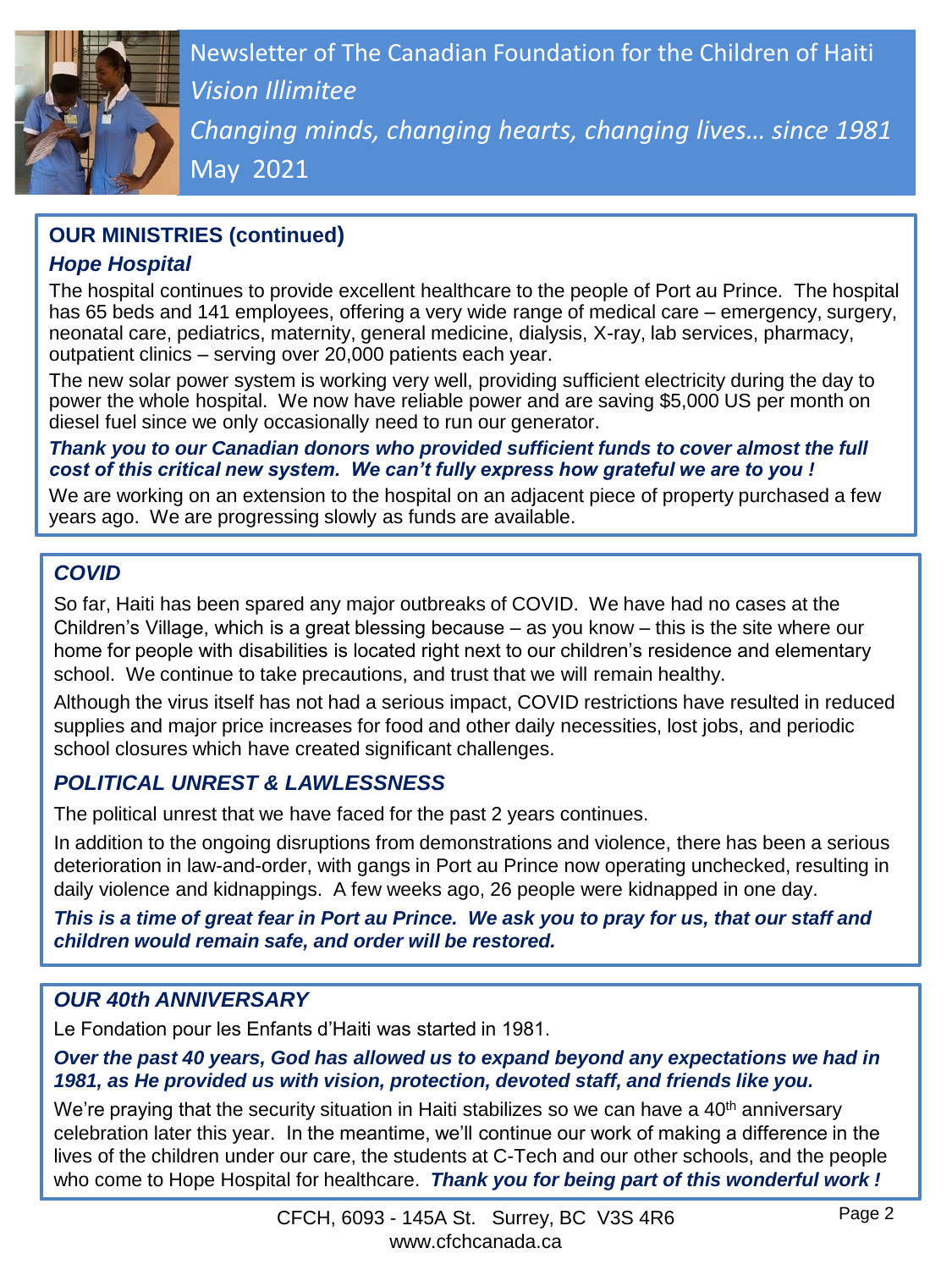Newsletter of The Canadian Foundation for the Children of Haiti

*Vision Illimitee*

*Changing minds, changing hearts, changing lives… since 1981*

May 2021

## OUR MINISTRIES (continued)

### *Hope Hospital*

The hospital continues to provide excellent healthcare to the people of Port au Prince. The hospital has 65 beds and 141 employees, offering a very wide range of medical care – emergency, surgery, neonatal care, pediatrics, maternity, general medicine, dialysis, X-ray, lab services, pharmacy, outpatient clinics – serving over 20,000 patients each year.

The new solar power system is working very well, providing sufficient electricity during the day to power the whole hospital. We now have reliable power and are saving $5,000 US per month on diesel fuel since we only occasionally need to run our generator.

***Thank you to our Canadian donors who provided sufficient funds to cover almost the full cost of this critical new system. We can't fully express how grateful we are to you !***

We are working on an extension to the hospital on an adjacent piece of property purchased a few years ago. We are progressing slowly as funds are available.

### *COVID*

So far, Haiti has been spared any major outbreaks of COVID. We have had no cases at the Children's Village, which is a great blessing because – as you know – this is the site where our home for people with disabilities is located right next to our children's residence and elementary school. We continue to take precautions, and trust that we will remain healthy.

Although the virus itself has not had a serious impact, COVID restrictions have resulted in reduced supplies and major price increases for food and other daily necessities, lost jobs, and periodic school closures which have created significant challenges.

### *POLITICAL UNREST & LAWLESSNESS*

The political unrest that we have faced for the past 2 years continues.

In addition to the ongoing disruptions from demonstrations and violence, there has been a serious deterioration in law-and-order, with gangs in Port au Prince now operating unchecked, resulting in daily violence and kidnappings. A few weeks ago, 26 people were kidnapped in one day.

***This is a time of great fear in Port au Prince. We ask you to pray for us, that our staff and children would remain safe, and order will be restored.***

### *OUR 40th ANNIVERSARY*

Le Fondation pour les Enfants d'Haiti was started in 1981.

***Over the past 40 years, God has allowed us to expand beyond any expectations we had in 1981, as He provided us with vision, protection, devoted staff, and friends like you.***

We're praying that the security situation in Haiti stabilizes so we can have a 40th anniversary celebration later this year. In the meantime, we'll continue our work of making a difference in the lives of the children under our care, the students at C-Tech and our other schools, and the people who come to Hope Hospital for healthcare. ***Thank you for being part of this wonderful work !***

CFCH, 6093 - 145A St. Surrey, BC V3S 4R6
www.cfchcanada.ca